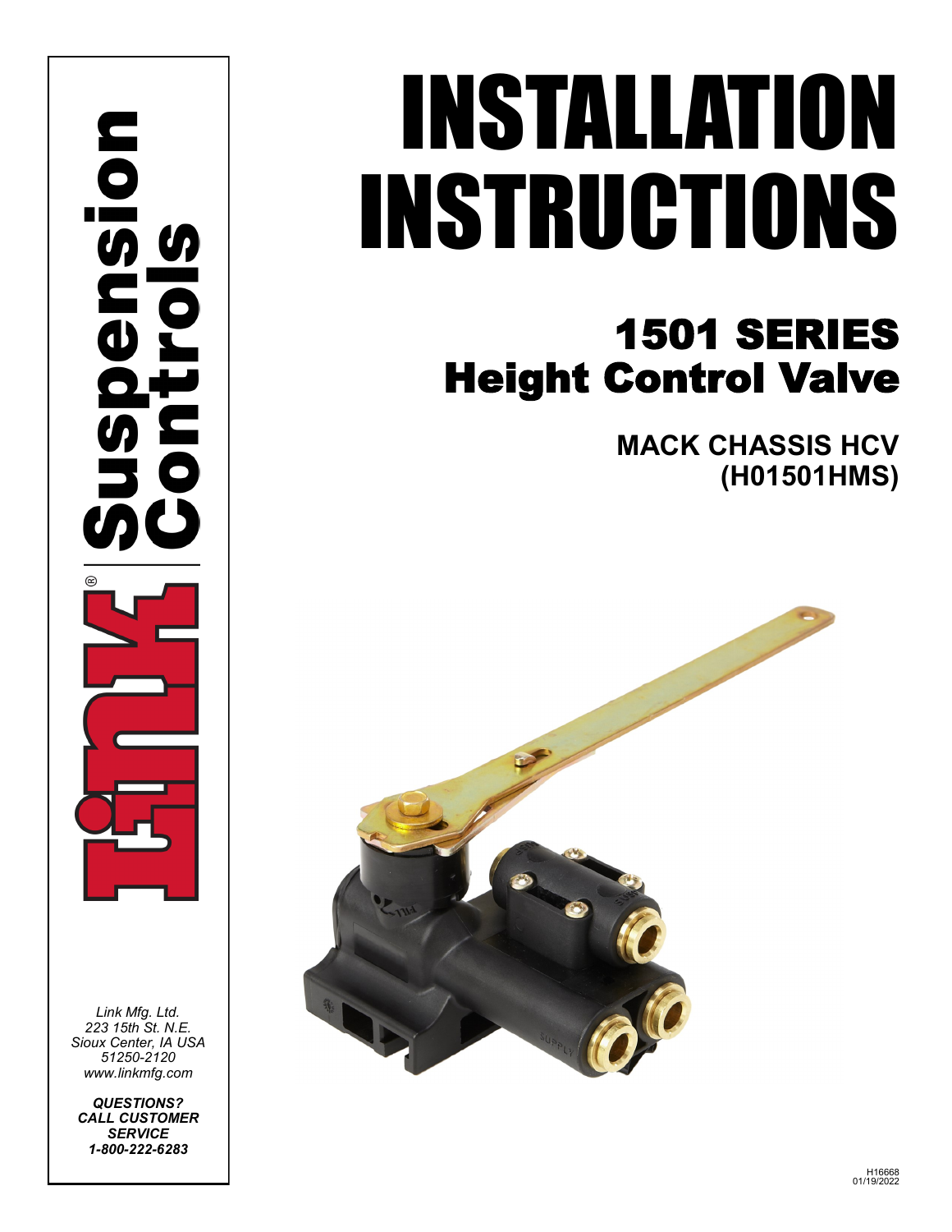Link® Suspension Controls

# INSTALLATION INSTRUCTIONS

## 1501 SERIES Height Control Valve

**MACK CHASSIS HCV (H01501HMS)**

*Link Mfg. Ltd.*
*223 15th St. N.E.*
*Sioux Center, IA USA*
*51250-2120*
*www.linkmfg.com*

***QUESTIONS? CALL CUSTOMER SERVICE 1-800-222-6283***

H16668
01/19/2022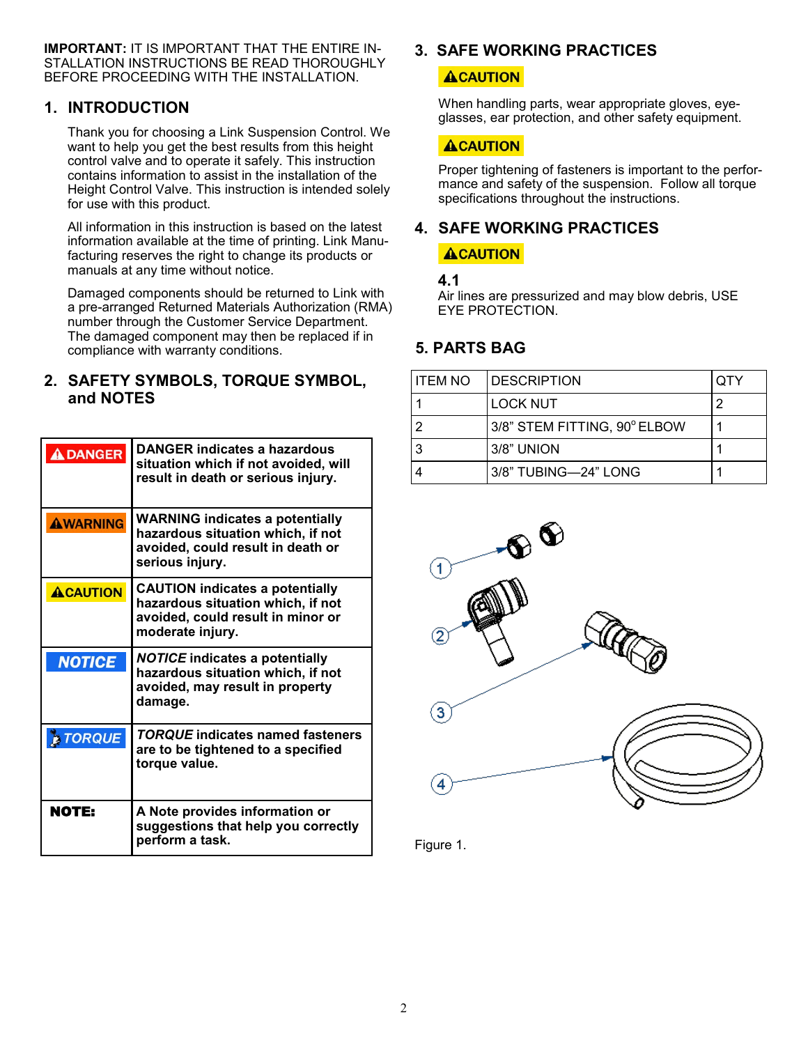**IMPORTANT:** IT IS IMPORTANT THAT THE ENTIRE INSTALLATION INSTRUCTIONS BE READ THOROUGHLY BEFORE PROCEEDING WITH THE INSTALLATION.

## 1. INTRODUCTION

Thank you for choosing a Link Suspension Control. We want to help you get the best results from this height control valve and to operate it safely. This instruction contains information to assist in the installation of the Height Control Valve. This instruction is intended solely for use with this product.

All information in this instruction is based on the latest information available at the time of printing. Link Manufacturing reserves the right to change its products or manuals at any time without notice.

Damaged components should be returned to Link with a pre-arranged Returned Materials Authorization (RMA) number through the Customer Service Department. The damaged component may then be replaced if in compliance with warranty conditions.

## 2. SAFETY SYMBOLS, TORQUE SYMBOL, and NOTES

| | |
|---|---|
| **⚠DANGER** | **DANGER indicates a hazardous situation which if not avoided, will result in death or serious injury.** |
| **⚠WARNING** | **WARNING indicates a potentially hazardous situation which, if not avoided, could result in death or serious injury.** |
| **⚠CAUTION** | **CAUTION indicates a potentially hazardous situation which, if not avoided, could result in minor or moderate injury.** |
| ***NOTICE*** | ***NOTICE* indicates a potentially hazardous situation which, if not avoided, may result in property damage.** |
| ***TORQUE*** | ***TORQUE* indicates named fasteners are to be tightened to a specified torque value.** |
| **NOTE:** | **A Note provides information or suggestions that help you correctly perform a task.** |

## 3. SAFE WORKING PRACTICES

**⚠CAUTION**

When handling parts, wear appropriate gloves, eyeglasses, ear protection, and other safety equipment.

**⚠CAUTION**

Proper tightening of fasteners is important to the performance and safety of the suspension. Follow all torque specifications throughout the instructions.

## 4. SAFE WORKING PRACTICES

**⚠CAUTION**

**4.1**
Air lines are pressurized and may blow debris, USE EYE PROTECTION.

## 5. PARTS BAG

| ITEM NO | DESCRIPTION | QTY |
|---|---|---|
| 1 | LOCK NUT | 2 |
| 2 | 3/8" STEM FITTING, 90° ELBOW | 1 |
| 3 | 3/8" UNION | 1 |
| 4 | 3/8" TUBING—24" LONG | 1 |

1
2
3
4

Figure 1.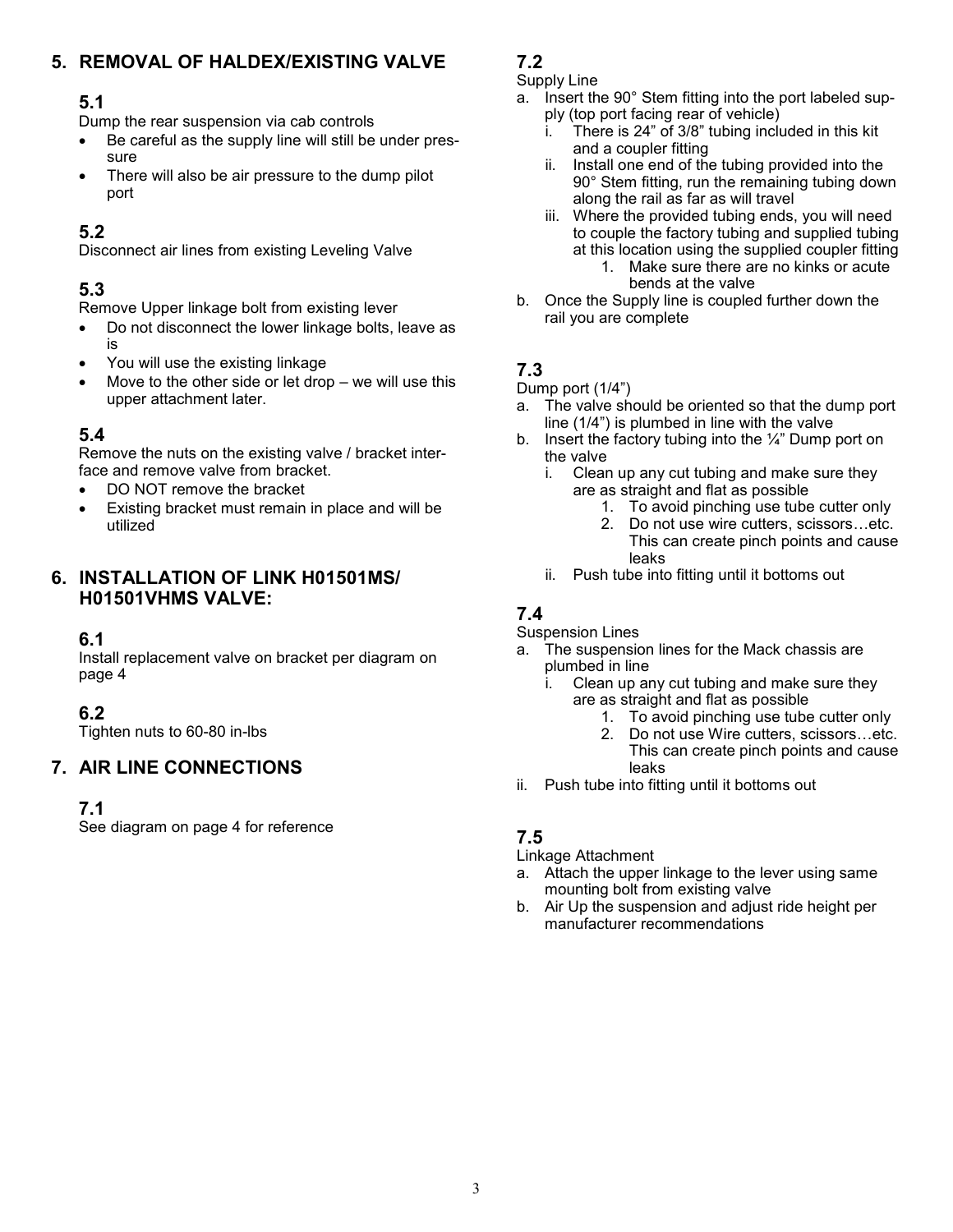## 5. REMOVAL OF HALDEX/EXISTING VALVE

### 5.1

Dump the rear suspension via cab controls

- Be careful as the supply line will still be under pressure
- There will also be air pressure to the dump pilot port

### 5.2

Disconnect air lines from existing Leveling Valve

### 5.3

Remove Upper linkage bolt from existing lever

- Do not disconnect the lower linkage bolts, leave as is
- You will use the existing linkage
- Move to the other side or let drop – we will use this upper attachment later.

### 5.4

Remove the nuts on the existing valve / bracket interface and remove valve from bracket.

- DO NOT remove the bracket
- Existing bracket must remain in place and will be utilized

## 6. INSTALLATION OF LINK H01501MS/ H01501VHMS VALVE:

### 6.1

Install replacement valve on bracket per diagram on page 4

### 6.2

Tighten nuts to 60-80 in-lbs

## 7. AIR LINE CONNECTIONS

### 7.1

See diagram on page 4 for reference

### 7.2

Supply Line

a. Insert the 90° Stem fitting into the port labeled supply (top port facing rear of vehicle)
   i. There is 24" of 3/8" tubing included in this kit and a coupler fitting
   ii. Install one end of the tubing provided into the 90° Stem fitting, run the remaining tubing down along the rail as far as will travel
   iii. Where the provided tubing ends, you will need to couple the factory tubing and supplied tubing at this location using the supplied coupler fitting
      1. Make sure there are no kinks or acute bends at the valve
b. Once the Supply line is coupled further down the rail you are complete

### 7.3

Dump port (1/4")

a. The valve should be oriented so that the dump port line (1/4") is plumbed in line with the valve
b. Insert the factory tubing into the ¼" Dump port on the valve
   i. Clean up any cut tubing and make sure they are as straight and flat as possible
      1. To avoid pinching use tube cutter only
      2. Do not use wire cutters, scissors…etc. This can create pinch points and cause leaks
   ii. Push tube into fitting until it bottoms out

### 7.4

Suspension Lines

a. The suspension lines for the Mack chassis are plumbed in line
   i. Clean up any cut tubing and make sure they are as straight and flat as possible
      1. To avoid pinching use tube cutter only
      2. Do not use Wire cutters, scissors…etc. This can create pinch points and cause leaks

ii. Push tube into fitting until it bottoms out

### 7.5

Linkage Attachment

a. Attach the upper linkage to the lever using same mounting bolt from existing valve
b. Air Up the suspension and adjust ride height per manufacturer recommendations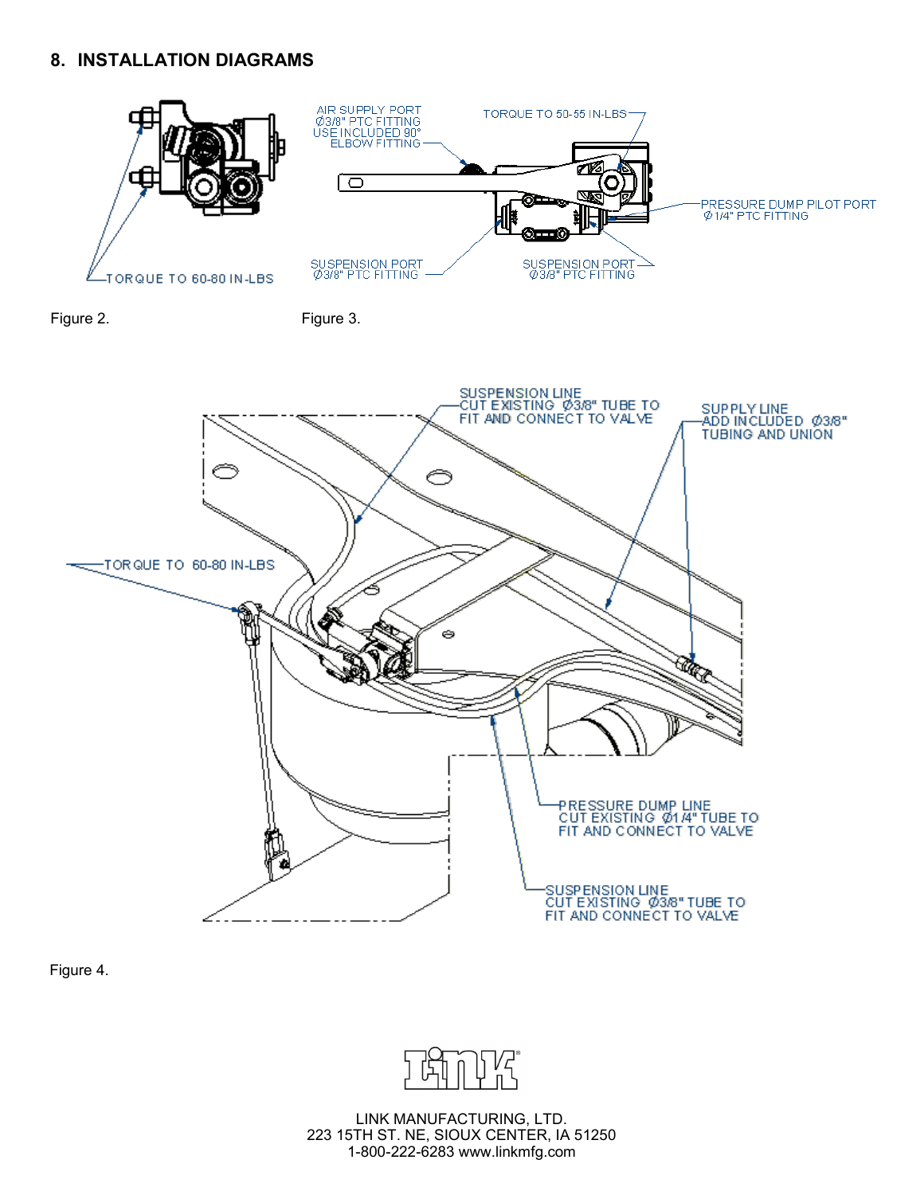## 8. INSTALLATION DIAGRAMS

TORQUE TO 60-80 IN-LBS

Figure 2.

AIR SUPPLY PORT
Ø3/8" PTC FITTING
USE INCLUDED 90° ELBOW FITTING

TORQUE TO 50-55 IN-LBS

PRESSURE DUMP PILOT PORT
Ø 1/4" PTC FITTING

SUSPENSION PORT
Ø3/8" PTC FITTING

SUSPENSION PORT
Ø3/8" PTC FITTING

Figure 3.

SUSPENSION LINE
CUT EXISTING Ø3/8" TUBE TO FIT AND CONNECT TO VALVE

SUPPLY LINE
ADD INCLUDED Ø3/8" TUBING AND UNION

TORQUE TO 60-80 IN-LBS

PRESSURE DUMP LINE
CUT EXISTING Ø1/4" TUBE TO FIT AND CONNECT TO VALVE

SUSPENSION LINE
CUT EXISTING Ø3/8" TUBE TO FIT AND CONNECT TO VALVE

Figure 4.

LINK MANUFACTURING, LTD.
223 15TH ST. NE, SIOUX CENTER, IA 51250
1-800-222-6283 www.linkmfg.com